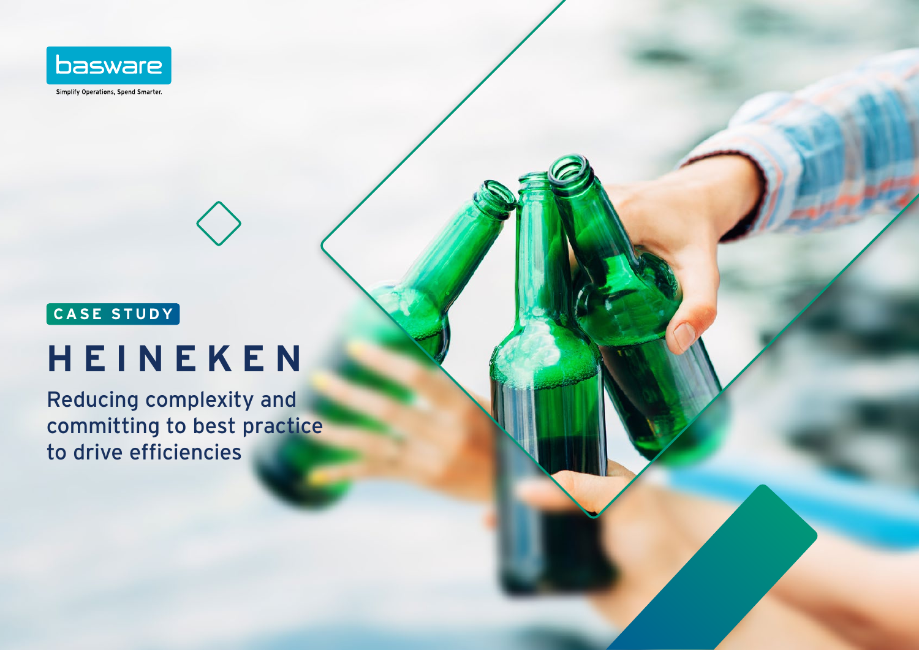basware

Simplify Operations, Spend Smarter.

CASE STUDY

# HEINEKEN

## Reducing complexity and committing to best practice to drive efficiencies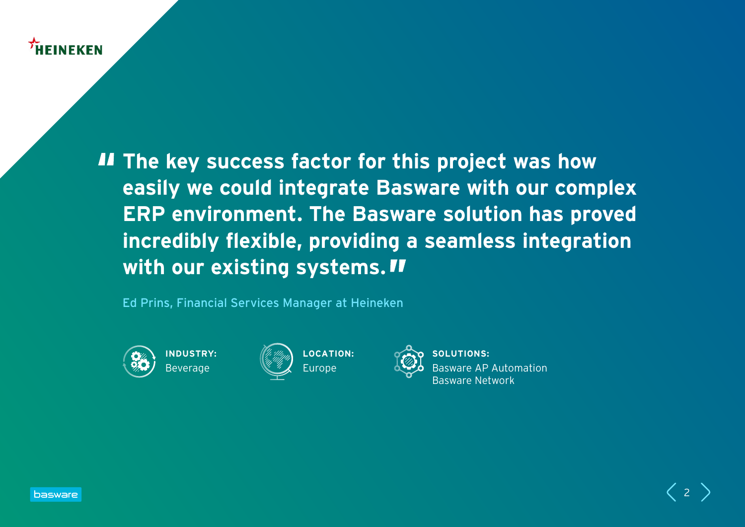HEINEKEN

> **"The key success factor for this project was how easily we could integrate Basware with our complex ERP environment. The Basware solution has proved incredibly flexible, providing a seamless integration with our existing systems."**

Ed Prins, Financial Services Manager at Heineken

**INDUSTRY:**
Beverage

**LOCATION:**
Europe

**SOLUTIONS:**
Basware AP Automation
Basware Network

basware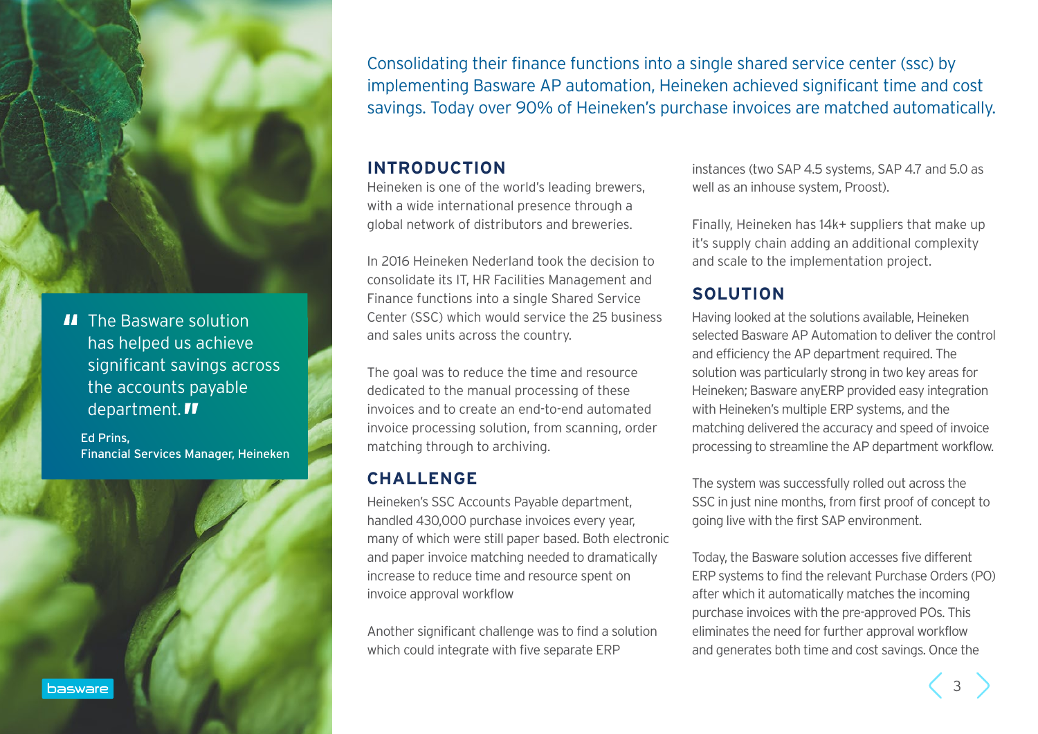> The Basware solution has helped us achieve significant savings across the accounts payable department.
>
> Ed Prins,
> Financial Services Manager, Heineken

Consolidating their finance functions into a single shared service center (ssc) by implementing Basware AP automation, Heineken achieved significant time and cost savings. Today over 90% of Heineken's purchase invoices are matched automatically.

## INTRODUCTION

Heineken is one of the world's leading brewers, with a wide international presence through a global network of distributors and breweries.

In 2016 Heineken Nederland took the decision to consolidate its IT, HR Facilities Management and Finance functions into a single Shared Service Center (SSC) which would service the 25 business and sales units across the country.

The goal was to reduce the time and resource dedicated to the manual processing of these invoices and to create an end-to-end automated invoice processing solution, from scanning, order matching through to archiving.

## CHALLENGE

Heineken's SSC Accounts Payable department, handled 430,000 purchase invoices every year, many of which were still paper based. Both electronic and paper invoice matching needed to dramatically increase to reduce time and resource spent on invoice approval workflow

Another significant challenge was to find a solution which could integrate with five separate ERP instances (two SAP 4.5 systems, SAP 4.7 and 5.0 as well as an inhouse system, Proost).

Finally, Heineken has 14k+ suppliers that make up it's supply chain adding an additional complexity and scale to the implementation project.

## SOLUTION

Having looked at the solutions available, Heineken selected Basware AP Automation to deliver the control and efficiency the AP department required. The solution was particularly strong in two key areas for Heineken; Basware anyERP provided easy integration with Heineken's multiple ERP systems, and the matching delivered the accuracy and speed of invoice processing to streamline the AP department workflow.

The system was successfully rolled out across the SSC in just nine months, from first proof of concept to going live with the first SAP environment.

Today, the Basware solution accesses five different ERP systems to find the relevant Purchase Orders (PO) after which it automatically matches the incoming purchase invoices with the pre-approved POs. This eliminates the need for further approval workflow and generates both time and cost savings. Once the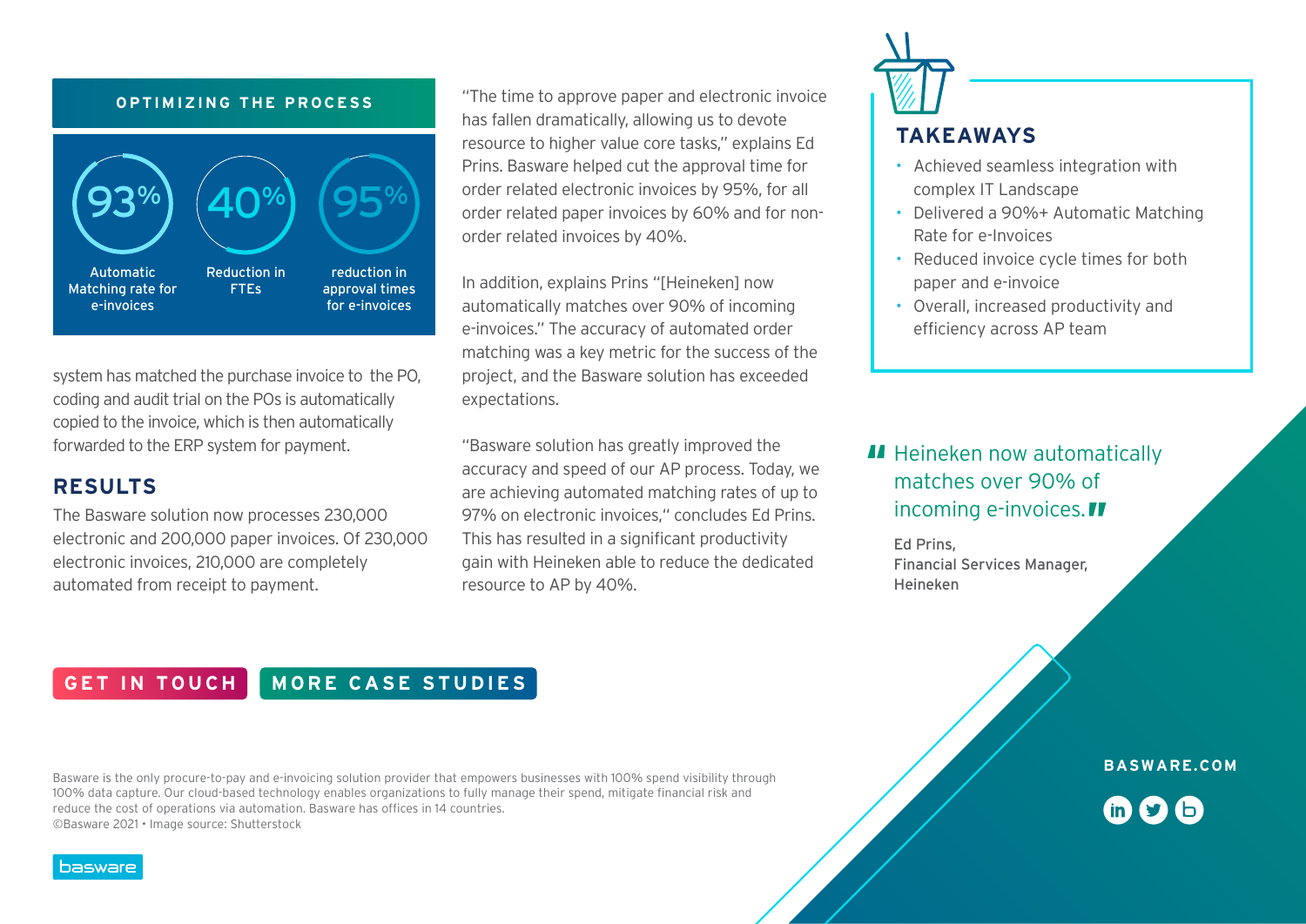## OPTIMIZING THE PROCESS

93%
Automatic Matching rate for e-invoices

40%
Reduction in FTEs

95%
reduction in approval times for e-invoices

system has matched the purchase invoice to the PO, coding and audit trial on the POs is automatically copied to the invoice, which is then automatically forwarded to the ERP system for payment.

## RESULTS

The Basware solution now processes 230,000 electronic and 200,000 paper invoices. Of 230,000 electronic invoices, 210,000 are completely automated from receipt to payment.

"The time to approve paper and electronic invoice has fallen dramatically, allowing us to devote resource to higher value core tasks," explains Ed Prins. Basware helped cut the approval time for order related electronic invoices by 95%, for all order related paper invoices by 60% and for non-order related invoices by 40%.

In addition, explains Prins "[Heineken] now automatically matches over 90% of incoming e-invoices." The accuracy of automated order matching was a key metric for the success of the project, and the Basware solution has exceeded expectations.

"Basware solution has greatly improved the accuracy and speed of our AP process. Today, we are achieving automated matching rates of up to 97% on electronic invoices," concludes Ed Prins. This has resulted in a significant productivity gain with Heineken able to reduce the dedicated resource to AP by 40%.

## TAKEAWAYS

- Achieved seamless integration with complex IT Landscape
- Delivered a 90%+ Automatic Matching Rate for e-Invoices
- Reduced invoice cycle times for both paper and e-invoice
- Overall, increased productivity and efficiency across AP team

> "Heineken now automatically matches over 90% of incoming e-invoices."
>
> Ed Prins,
> Financial Services Manager,
> Heineken

GET IN TOUCH | MORE CASE STUDIES

BASWARE.COM

Basware is the only procure-to-pay and e-invoicing solution provider that empowers businesses with 100% spend visibility through 100% data capture. Our cloud-based technology enables organizations to fully manage their spend, mitigate financial risk and reduce the cost of operations via automation. Basware has offices in 14 countries.
©Basware 2021 • Image source: Shutterstock

basware